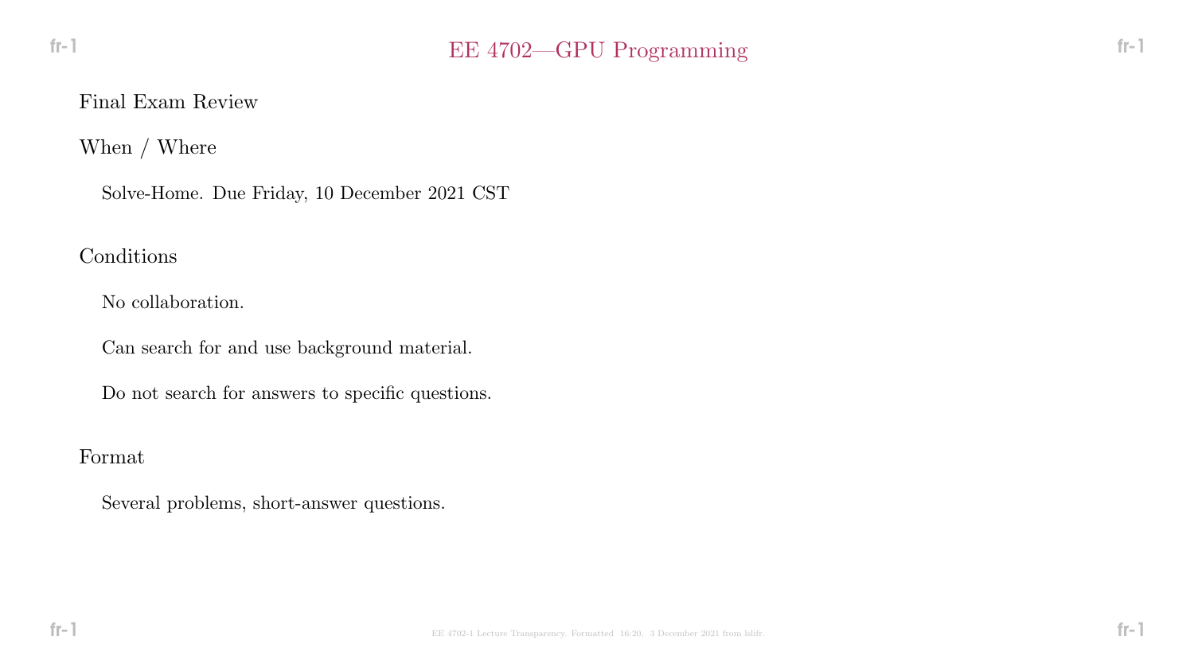# EE 4702—GPU Programming

## Final Exam Review

### When / Where

Solve-Home. Due Friday, 10 December 2021 CST

### Conditions

No collaboration.

Can search for and use background material.

Do not search for answers to specific questions.

### Format

Several problems, short-answer questions.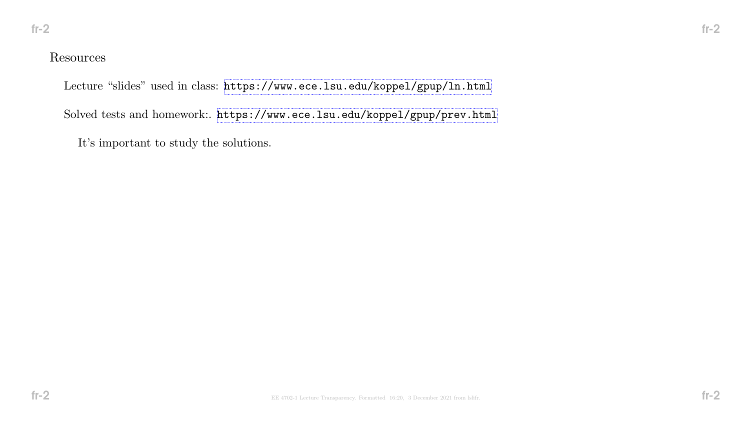## Resources

Lecture “slides” used in class: https://www.ece.lsu.edu/koppel/gpup/ln.html

Solved tests and homework:. https://www.ece.lsu.edu/koppel/gpup/prev.html

It’s important to study the solutions.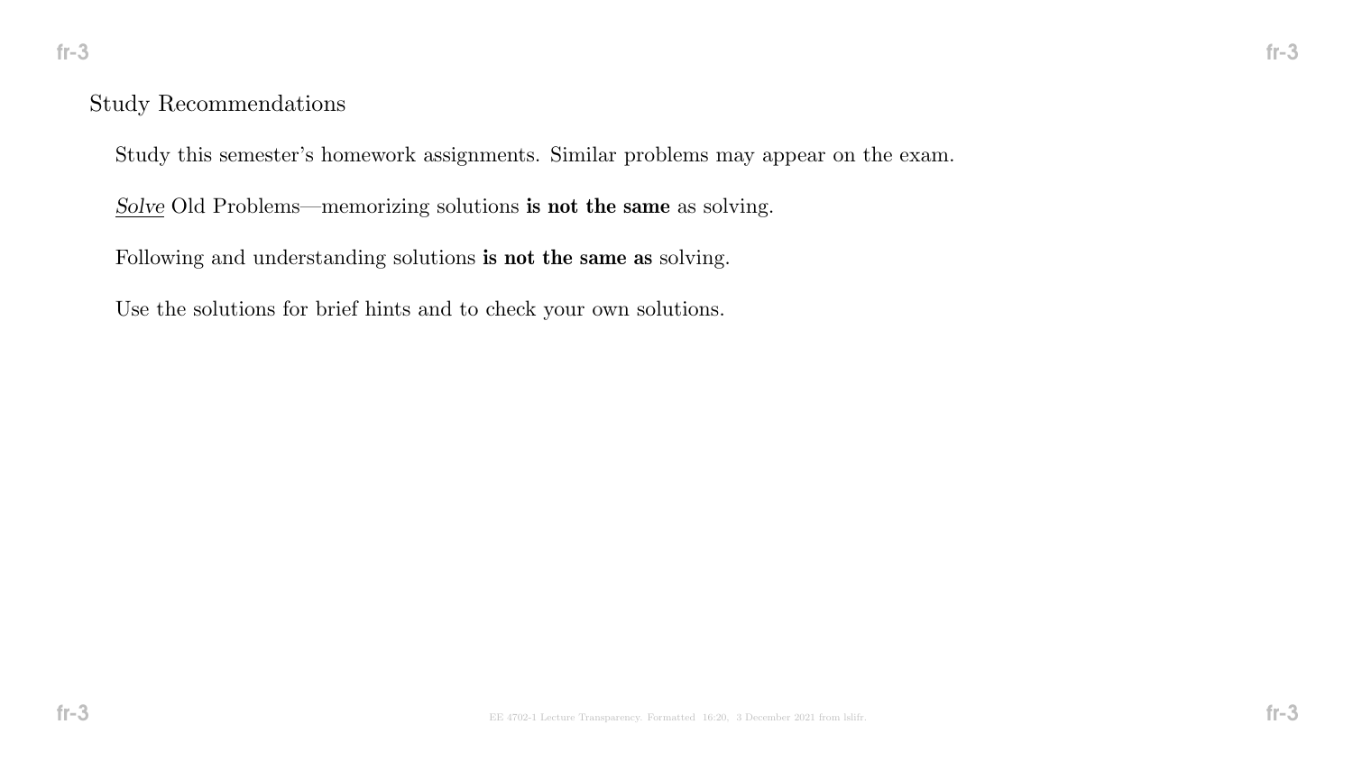## Study Recommendations

Study this semester's homework assignments. Similar problems may appear on the exam.

*Solve* Old Problems—memorizing solutions **is not the same** as solving.

Following and understanding solutions **is not the same as** solving.

Use the solutions for brief hints and to check your own solutions.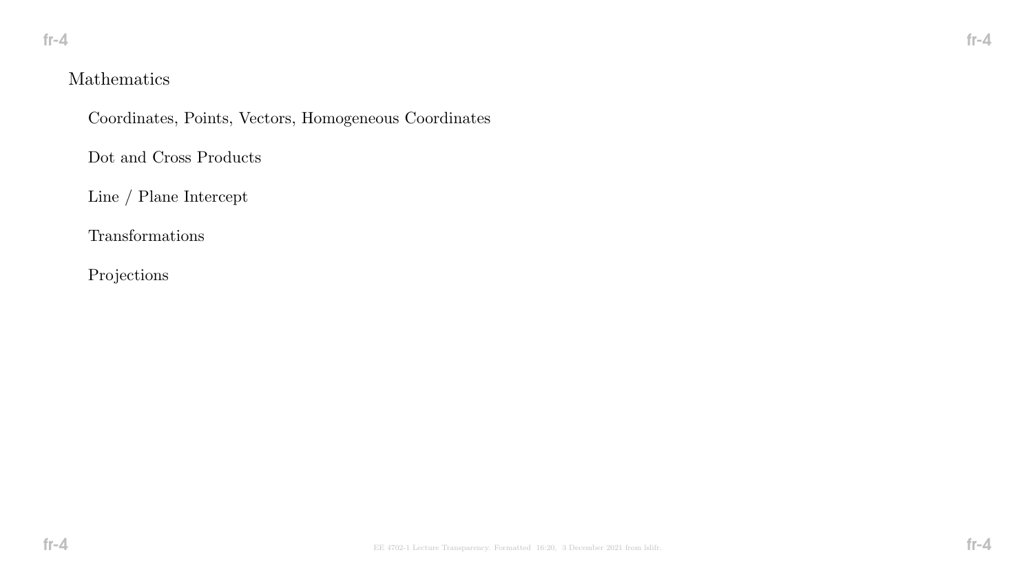## Mathematics

- Coordinates, Points, Vectors, Homogeneous Coordinates
- Dot and Cross Products
- Line / Plane Intercept
- Transformations
- Projections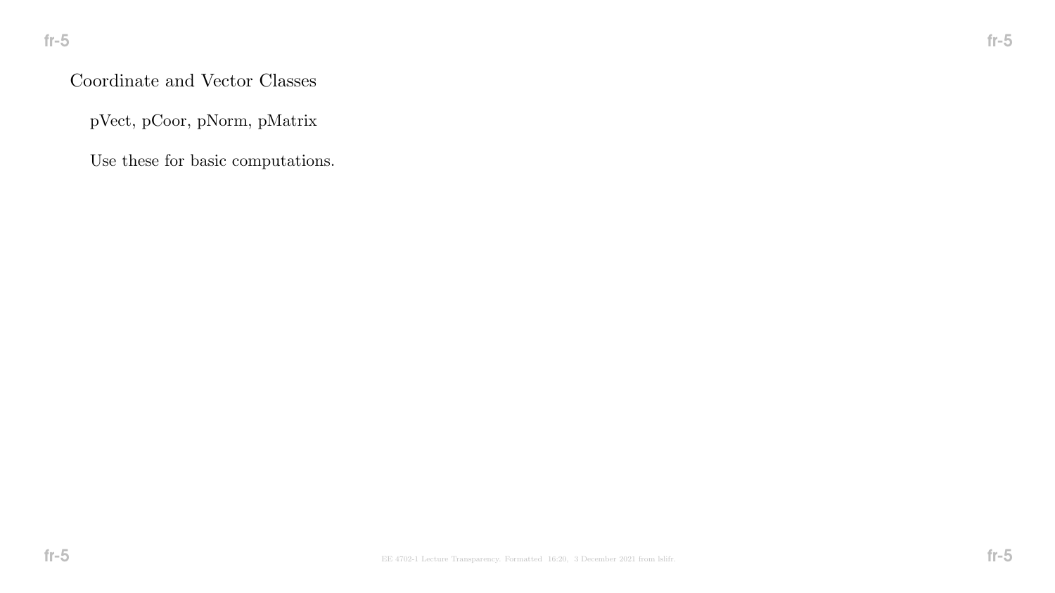## Coordinate and Vector Classes

pVect, pCoor, pNorm, pMatrix

Use these for basic computations.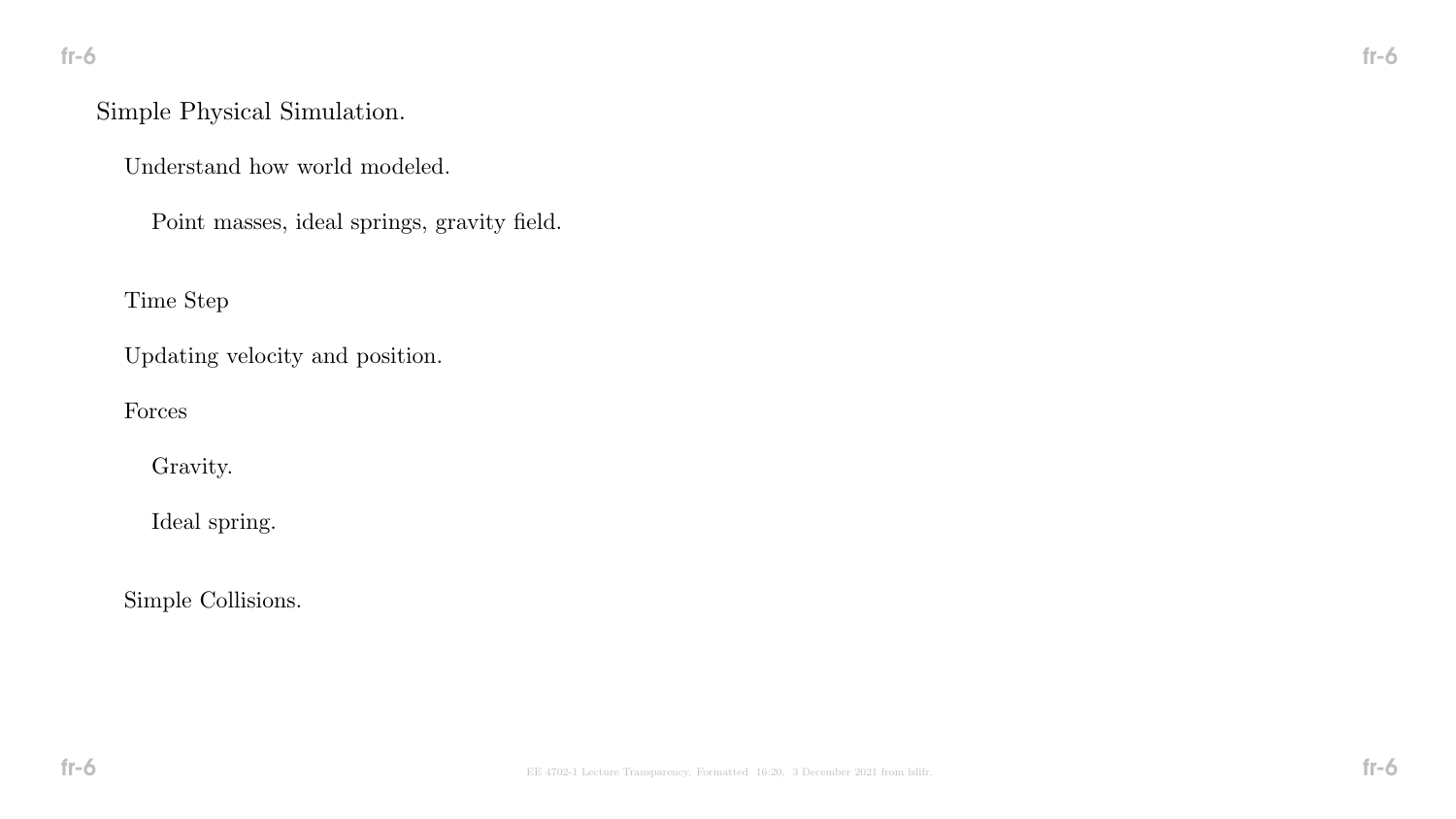Simple Physical Simulation.

- Understand how world modeled.
  - Point masses, ideal springs, gravity field.

- Time Step

- Updating velocity and position.

- Forces
  - Gravity.
  - Ideal spring.

- Simple Collisions.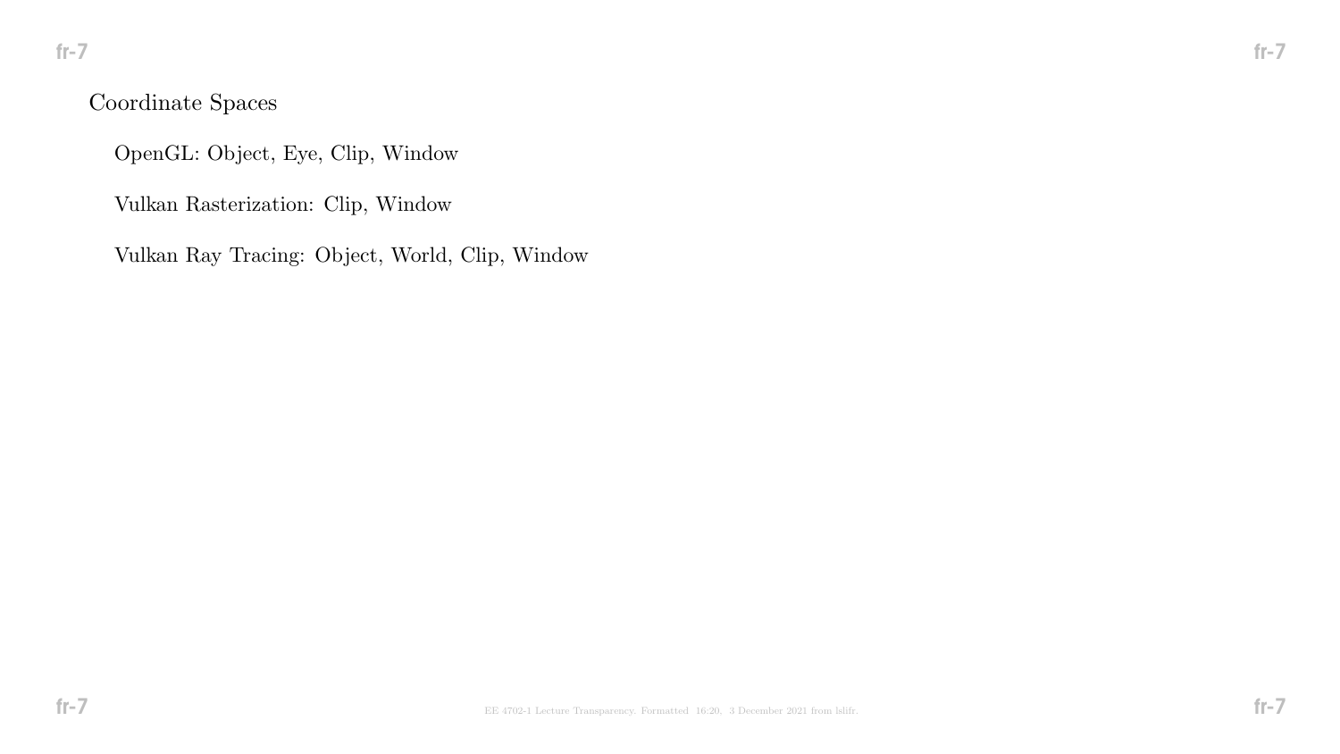## Coordinate Spaces

OpenGL: Object, Eye, Clip, Window

Vulkan Rasterization: Clip, Window

Vulkan Ray Tracing: Object, World, Clip, Window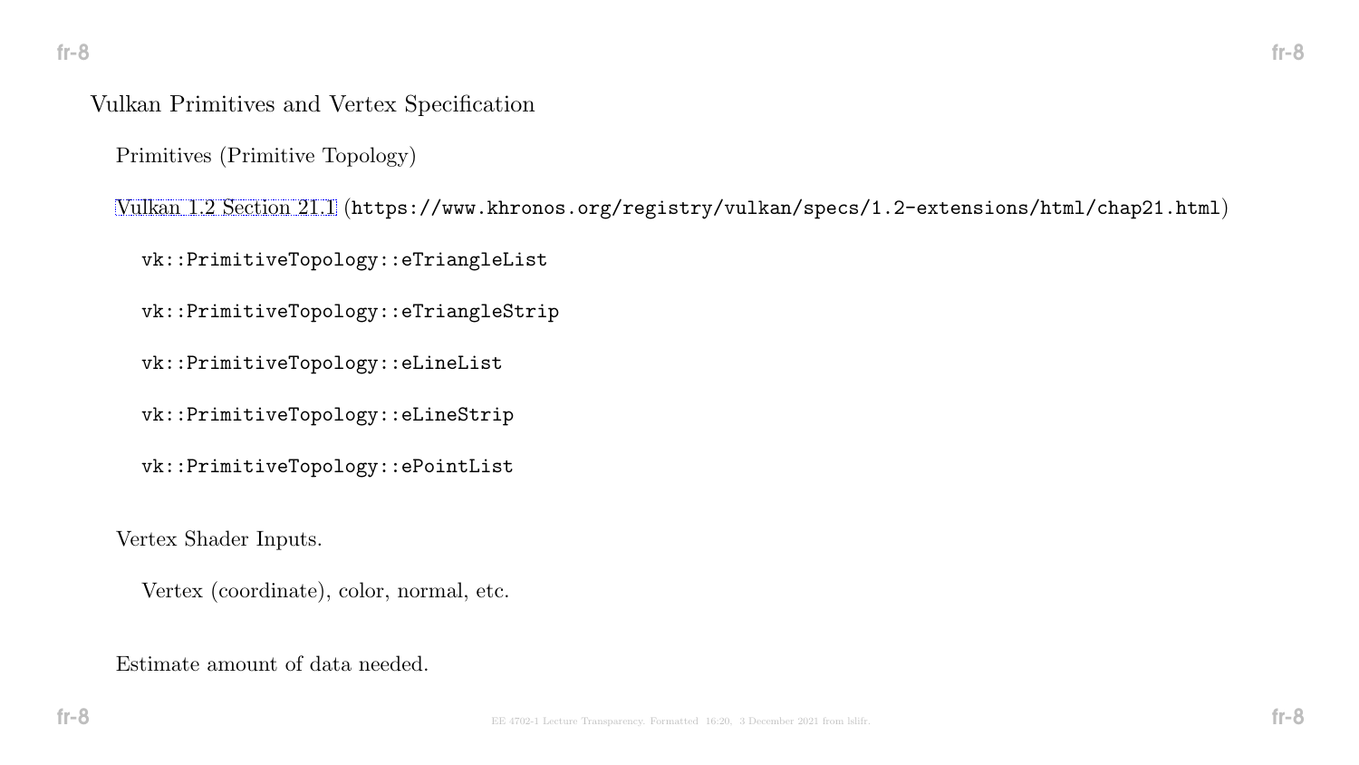# Vulkan Primitives and Vertex Specification

## Primitives (Primitive Topology)

[Vulkan 1.2 Section 21.1](https://www.khronos.org/registry/vulkan/specs/1.2-extensions/html/chap21.html) (`https://www.khronos.org/registry/vulkan/specs/1.2-extensions/html/chap21.html`)

- `vk::PrimitiveTopology::eTriangleList`
- `vk::PrimitiveTopology::eTriangleStrip`
- `vk::PrimitiveTopology::eLineList`
- `vk::PrimitiveTopology::eLineStrip`
- `vk::PrimitiveTopology::ePointList`

## Vertex Shader Inputs.

Vertex (coordinate), color, normal, etc.

## Estimate amount of data needed.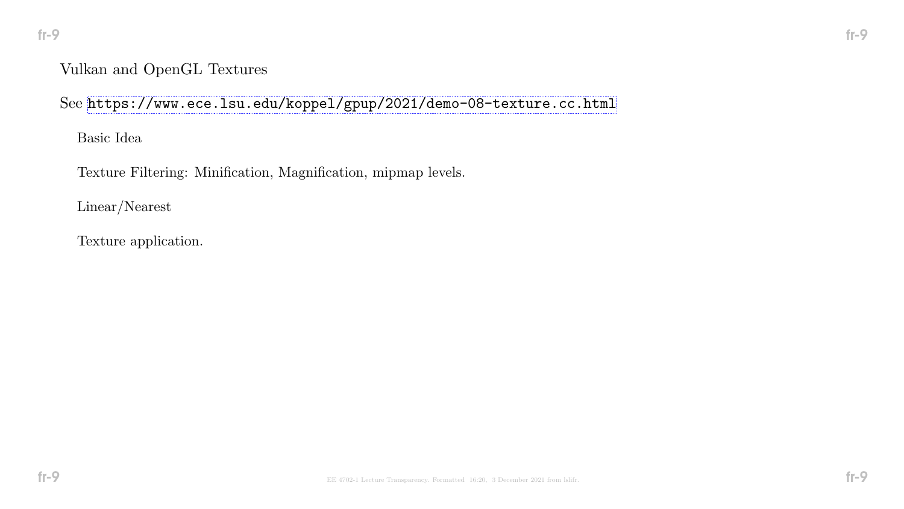## Vulkan and OpenGL Textures

See https://www.ece.lsu.edu/koppel/gpup/2021/demo-08-texture.cc.html

Basic Idea

Texture Filtering: Minification, Magnification, mipmap levels.

Linear/Nearest

Texture application.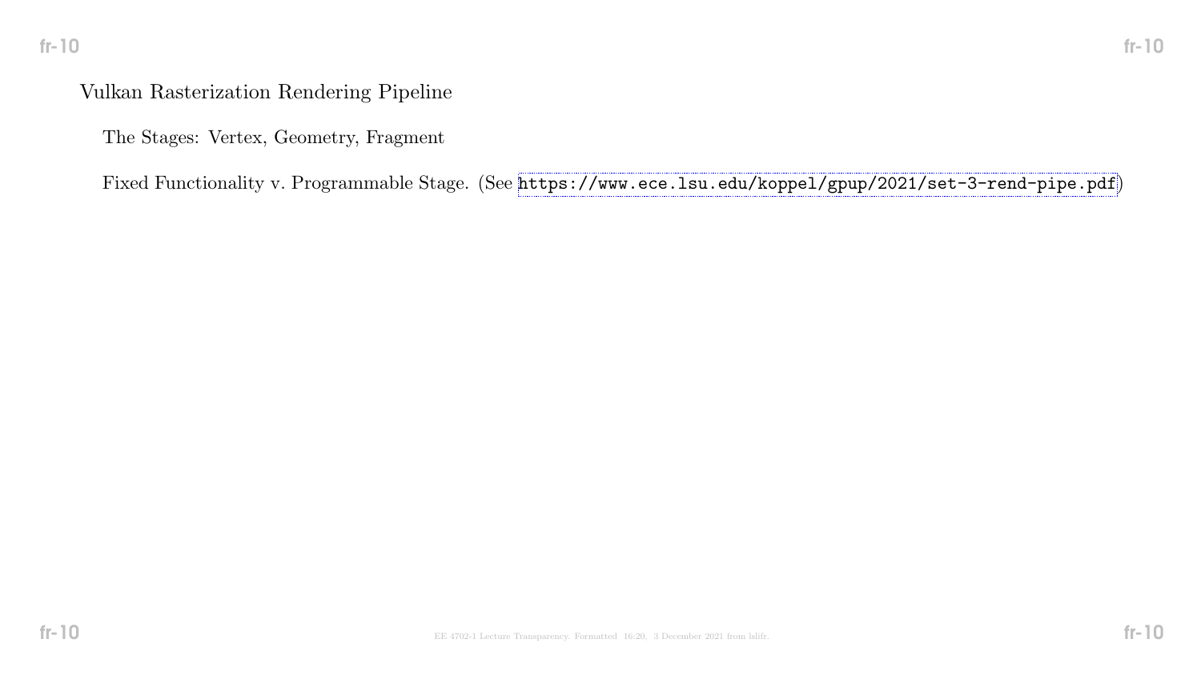## Vulkan Rasterization Rendering Pipeline

The Stages: Vertex, Geometry, Fragment

Fixed Functionality v. Programmable Stage. (See https://www.ece.lsu.edu/koppel/gpup/2021/set-3-rend-pipe.pdf)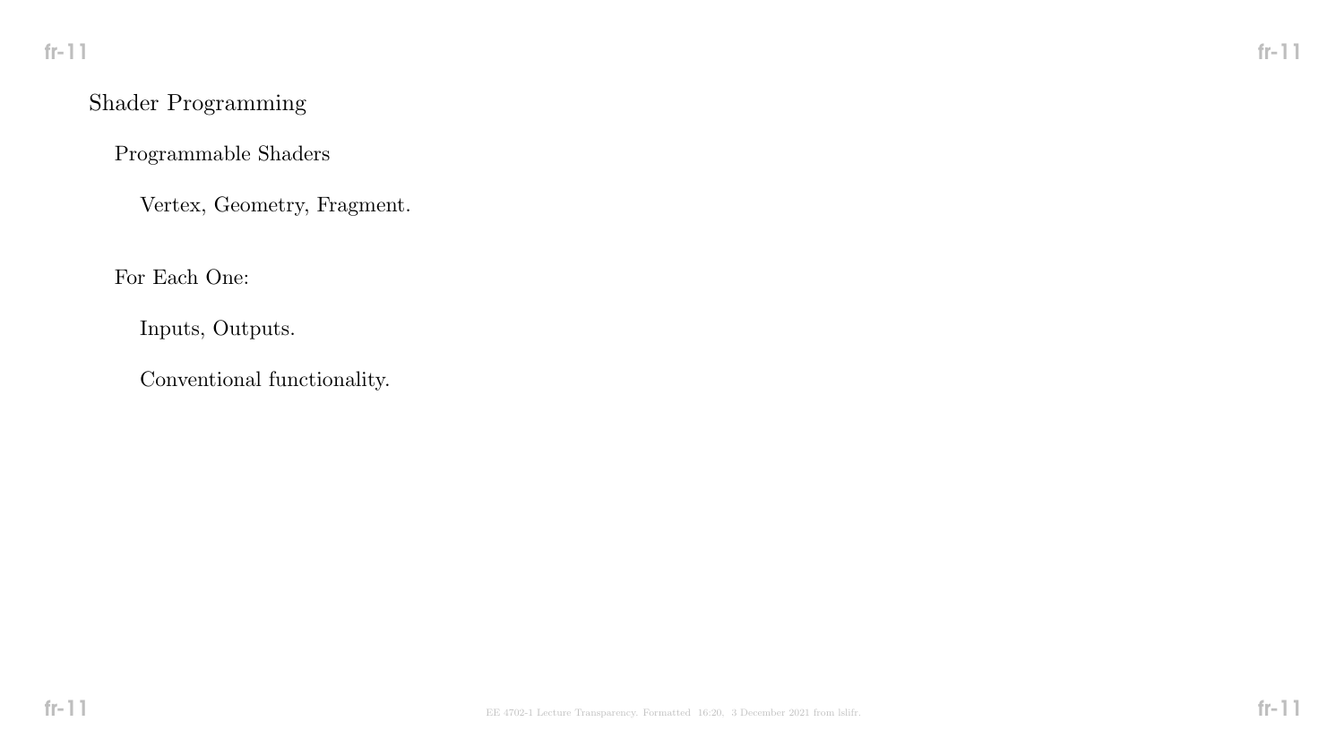## Shader Programming

### Programmable Shaders

Vertex, Geometry, Fragment.

### For Each One:

Inputs, Outputs.

Conventional functionality.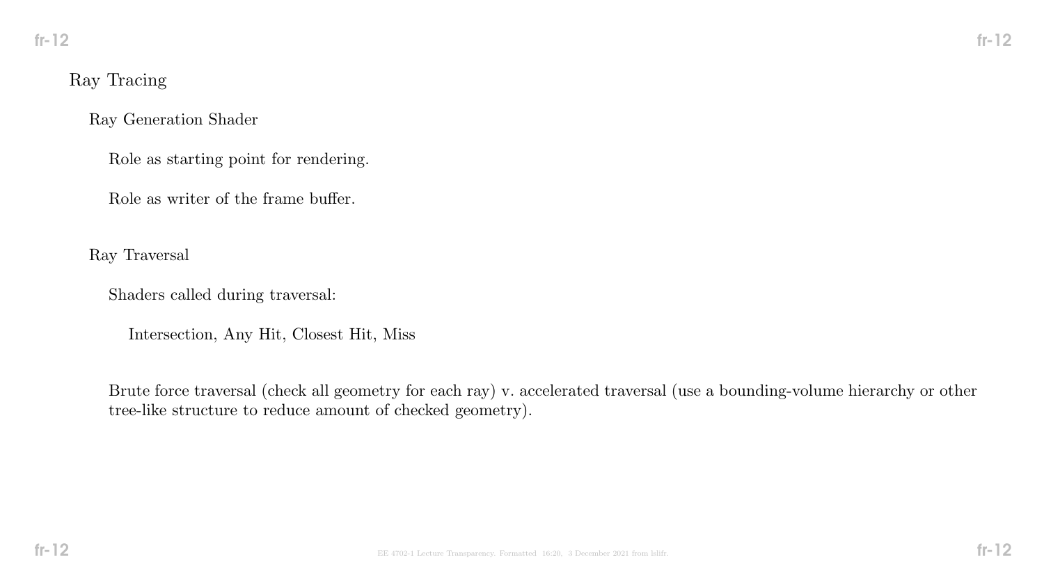# Ray Tracing

## Ray Generation Shader

Role as starting point for rendering.

Role as writer of the frame buffer.

## Ray Traversal

Shaders called during traversal:

Intersection, Any Hit, Closest Hit, Miss

Brute force traversal (check all geometry for each ray) v. accelerated traversal (use a bounding-volume hierarchy or other tree-like structure to reduce amount of checked geometry).